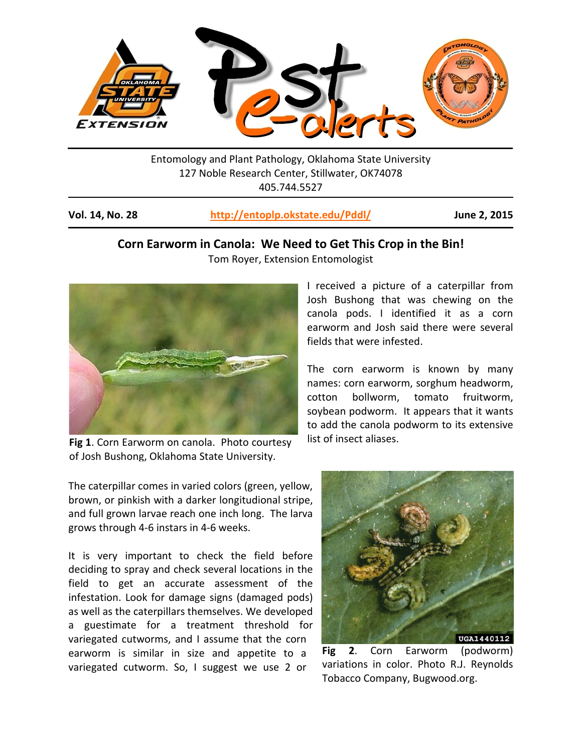Entomology and Plant Pathology, Oklahoma State University
127 Noble Research Center, Stillwater, OK74078
405.744.5527

**Vol. 14, No. 28** | **http://entoplp.okstate.edu/Pddl/** | **June 2, 2015**

## Corn Earworm in Canola: We Need to Get This Crop in the Bin!

Tom Royer, Extension Entomologist

**Fig 1**. Corn Earworm on canola. Photo courtesy of Josh Bushong, Oklahoma State University.

I received a picture of a caterpillar from Josh Bushong that was chewing on the canola pods. I identified it as a corn earworm and Josh said there were several fields that were infested.

The corn earworm is known by many names: corn earworm, sorghum headworm, cotton bollworm, tomato fruitworm, soybean podworm. It appears that it wants to add the canola podworm to its extensive list of insect aliases.

The caterpillar comes in varied colors (green, yellow, brown, or pinkish with a darker longitudinal stripe, and full grown larvae reach one inch long. The larva grows through 4-6 instars in 4-6 weeks.

It is very important to check the field before deciding to spray and check several locations in the field to get an accurate assessment of the infestation. Look for damage signs (damaged pods) as well as the caterpillars themselves. We developed a guestimate for a treatment threshold for variegated cutworms, and I assume that the corn earworm is similar in size and appetite to a variegated cutworm. So, I suggest we use 2 or

**Fig 2**. Corn Earworm (podworm) variations in color. Photo R.J. Reynolds Tobacco Company, Bugwood.org.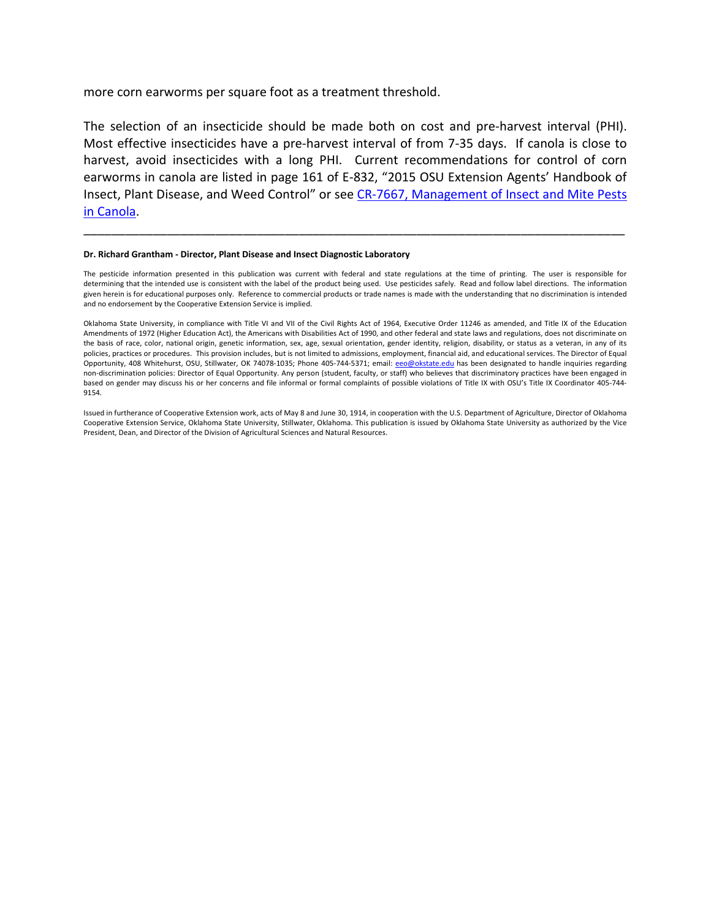more corn earworms per square foot as a treatment threshold.

The selection of an insecticide should be made both on cost and pre-harvest interval (PHI). Most effective insecticides have a pre-harvest interval of from 7-35 days. If canola is close to harvest, avoid insecticides with a long PHI. Current recommendations for control of corn earworms in canola are listed in page 161 of E-832, "2015 OSU Extension Agents' Handbook of Insect, Plant Disease, and Weed Control" or see CR-7667, Management of Insect and Mite Pests in Canola.

---

**Dr. Richard Grantham - Director, Plant Disease and Insect Diagnostic Laboratory**

The pesticide information presented in this publication was current with federal and state regulations at the time of printing. The user is responsible for determining that the intended use is consistent with the label of the product being used. Use pesticides safely. Read and follow label directions. The information given herein is for educational purposes only. Reference to commercial products or trade names is made with the understanding that no discrimination is intended and no endorsement by the Cooperative Extension Service is implied.

Oklahoma State University, in compliance with Title VI and VII of the Civil Rights Act of 1964, Executive Order 11246 as amended, and Title IX of the Education Amendments of 1972 (Higher Education Act), the Americans with Disabilities Act of 1990, and other federal and state laws and regulations, does not discriminate on the basis of race, color, national origin, genetic information, sex, age, sexual orientation, gender identity, religion, disability, or status as a veteran, in any of its policies, practices or procedures. This provision includes, but is not limited to admissions, employment, financial aid, and educational services. The Director of Equal Opportunity, 408 Whitehurst, OSU, Stillwater, OK 74078-1035; Phone 405-744-5371; email: eeo@okstate.edu has been designated to handle inquiries regarding non-discrimination policies: Director of Equal Opportunity. Any person (student, faculty, or staff) who believes that discriminatory practices have been engaged in based on gender may discuss his or her concerns and file informal or formal complaints of possible violations of Title IX with OSU's Title IX Coordinator 405-744-9154.

Issued in furtherance of Cooperative Extension work, acts of May 8 and June 30, 1914, in cooperation with the U.S. Department of Agriculture, Director of Oklahoma Cooperative Extension Service, Oklahoma State University, Stillwater, Oklahoma. This publication is issued by Oklahoma State University as authorized by the Vice President, Dean, and Director of the Division of Agricultural Sciences and Natural Resources.